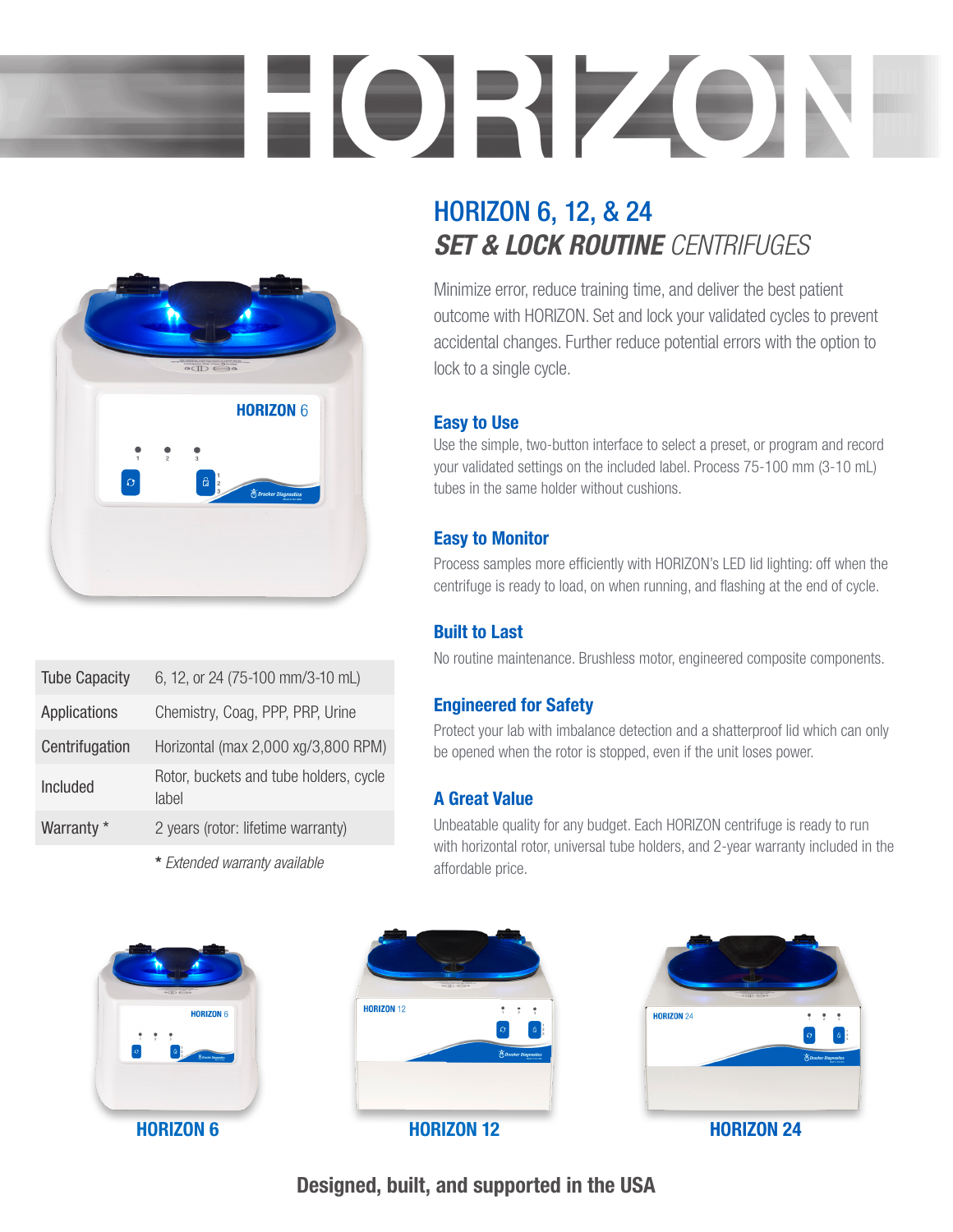# HORIZON

## HORIZON 6, 12, & 24
### *SET & LOCK ROUTINE* *CENTRIFUGES*

Minimize error, reduce training time, and deliver the best patient outcome with HORIZON. Set and lock your validated cycles to prevent accidental changes. Further reduce potential errors with the option to lock to a single cycle.

### Easy to Use

Use the simple, two-button interface to select a preset, or program and record your validated settings on the included label. Process 75-100 mm (3-10 mL) tubes in the same holder without cushions.

### Easy to Monitor

Process samples more efficiently with HORIZON's LED lid lighting: off when the centrifuge is ready to load, on when running, and flashing at the end of cycle.

### Built to Last

No routine maintenance. Brushless motor, engineered composite components.

### Engineered for Safety

Protect your lab with imbalance detection and a shatterproof lid which can only be opened when the rotor is stopped, even if the unit loses power.

### A Great Value

Unbeatable quality for any budget. Each HORIZON centrifuge is ready to run with horizontal rotor, universal tube holders, and 2-year warranty included in the affordable price.

| | |
|---|---|
| Tube Capacity | 6, 12, or 24 (75-100 mm/3-10 mL) |
| Applications | Chemistry, Coag, PPP, PRP, Urine |
| Centrifugation | Horizontal (max 2,000 xg/3,800 RPM) |
| Included | Rotor, buckets and tube holders, cycle label |
| Warranty * | 2 years (rotor: lifetime warranty) |

\* *Extended warranty available*

**HORIZON 6** | **HORIZON 12** | **HORIZON 24**

**Designed, built, and supported in the USA**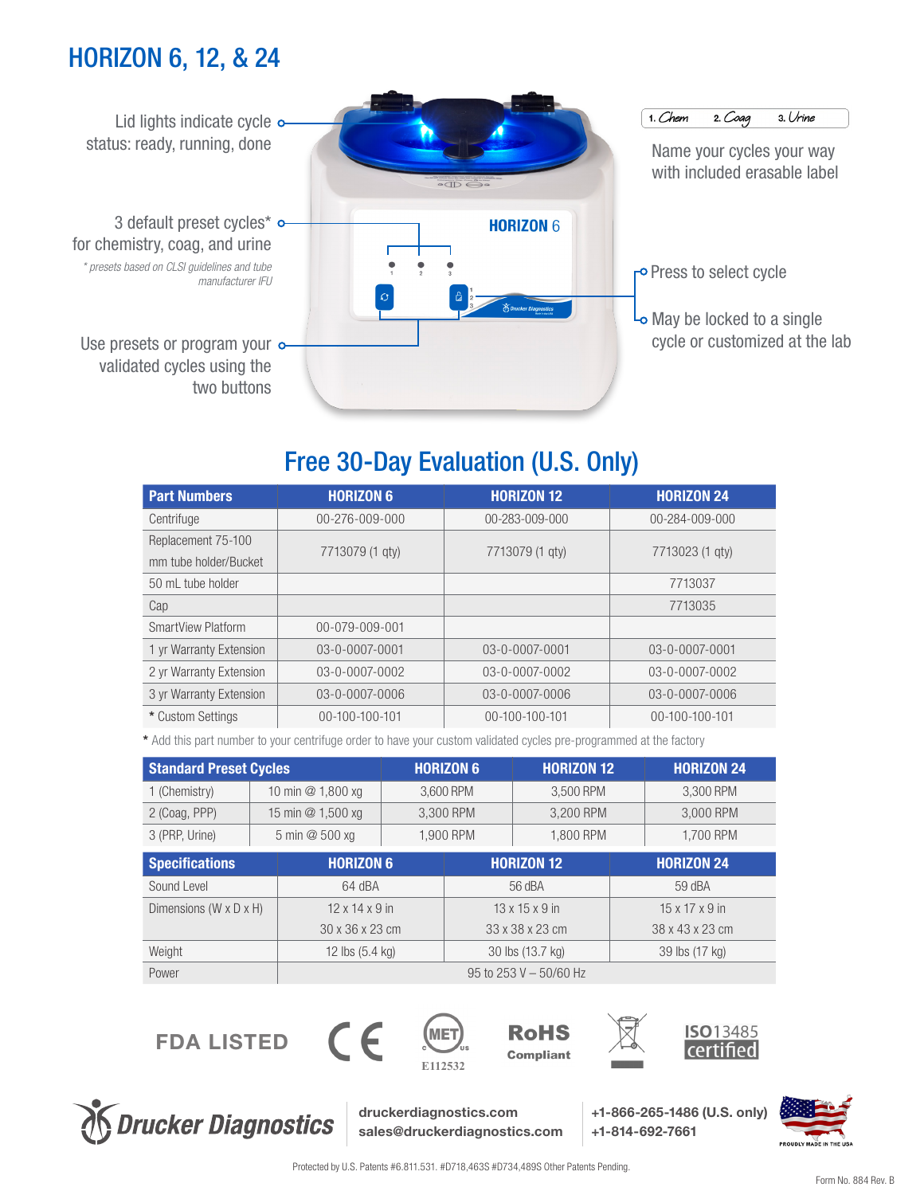# HORIZON 6, 12, & 24

Lid lights indicate cycle status: ready, running, done

3 default preset cycles* for chemistry, coag, and urine

*\* presets based on CLSI guidelines and tube manufacturer IFU*

Use presets or program your validated cycles using the two buttons

HORIZON 6

1. Chem 2. Coag 3. Urine

Name your cycles your way with included erasable label

Press to select cycle

May be locked to a single cycle or customized at the lab

## Free 30-Day Evaluation (U.S. Only)

| Part Numbers | HORIZON 6 | HORIZON 12 | HORIZON 24 |
|---|---|---|---|
| Centrifuge | 00-276-009-000 | 00-283-009-000 | 00-284-009-000 |
| Replacement 75-100 mm tube holder/Bucket | 7713079 (1 qty) | 7713079 (1 qty) | 7713023 (1 qty) |
| 50 mL tube holder | | | 7713037 |
| Cap | | | 7713035 |
| SmartView Platform | 00-079-009-001 | | |
| 1 yr Warranty Extension | 03-0-0007-0001 | 03-0-0007-0001 | 03-0-0007-0001 |
| 2 yr Warranty Extension | 03-0-0007-0002 | 03-0-0007-0002 | 03-0-0007-0002 |
| 3 yr Warranty Extension | 03-0-0007-0006 | 03-0-0007-0006 | 03-0-0007-0006 |
| * Custom Settings | 00-100-100-101 | 00-100-100-101 | 00-100-100-101 |

* Add this part number to your centrifuge order to have your custom validated cycles pre-programmed at the factory

| Standard Preset Cycles | | HORIZON 6 | HORIZON 12 | HORIZON 24 |
|---|---|---|---|---|
| 1 (Chemistry) | 10 min @ 1,800 xg | 3,600 RPM | 3,500 RPM | 3,300 RPM |
| 2 (Coag, PPP) | 15 min @ 1,500 xg | 3,300 RPM | 3,200 RPM | 3,000 RPM |
| 3 (PRP, Urine) | 5 min @ 500 xg | 1,900 RPM | 1,800 RPM | 1,700 RPM |

| Specifications | HORIZON 6 | HORIZON 12 | HORIZON 24 |
|---|---|---|---|
| Sound Level | 64 dBA | 56 dBA | 59 dBA |
| Dimensions (W x D x H) | 12 x 14 x 9 in<br>30 x 36 x 23 cm | 13 x 15 x 9 in<br>33 x 38 x 23 cm | 15 x 17 x 9 in<br>38 x 43 x 23 cm |
| Weight | 12 lbs (5.4 kg) | 30 lbs (13.7 kg) | 39 lbs (17 kg) |
| Power | 95 to 253 V – 50/60 Hz | | |

FDA LISTED CE MET E112532 RoHS Compliant ISO13485 certified

Drucker Diagnostics

druckerdiagnostics.com
sales@druckerdiagnostics.com

+1-866-265-1486 (U.S. only)
+1-814-692-7661

PROUDLY MADE IN THE USA

Protected by U.S. Patents #6.811.531. #D718,463S #D734,489S Other Patents Pending.

Form No. 884 Rev. B